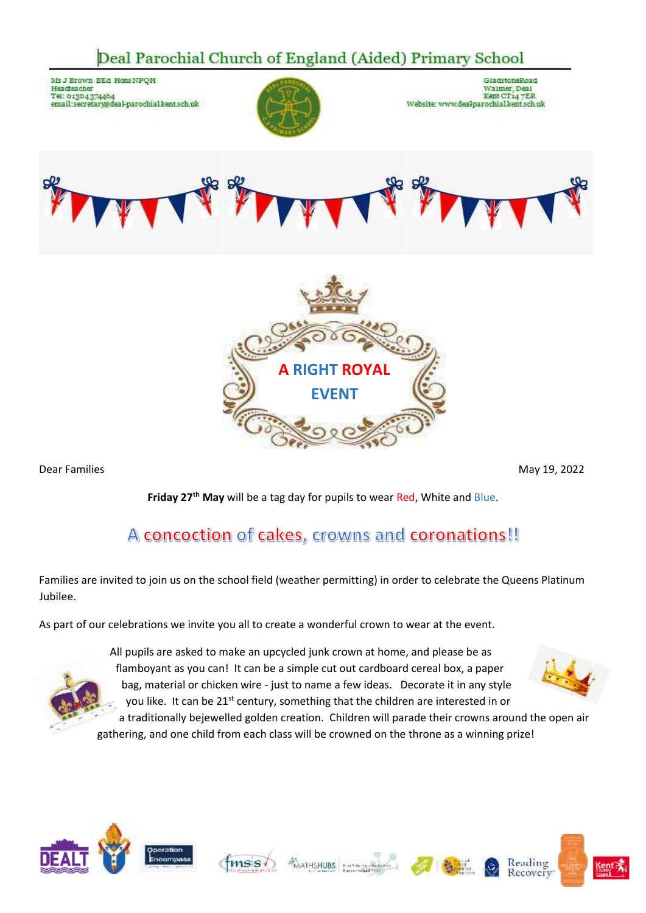# Deal Parochial Church of England (Aided) Primary School

Ms J Brown BEd Hons NPQH
Headteacher
Tel: 01304374464
email: secretary@deal-parochial.kent.sch.uk

Gladstone Road
Walmer, Deal
Kent CT14 7ER
Website: www.dealparochial.kent.sch.uk

## A RIGHT ROYAL EVENT

Dear Families

May 19, 2022

**Friday 27th May** will be a tag day for pupils to wear Red, White and Blue.

## A concoction of cakes, crowns and coronations!!

Families are invited to join us on the school field (weather permitting) in order to celebrate the Queens Platinum Jubilee.

As part of our celebrations we invite you all to create a wonderful crown to wear at the event.

All pupils are asked to make an upcycled junk crown at home, and please be as flamboyant as you can! It can be a simple cut out cardboard cereal box, a paper bag, material or chicken wire - just to name a few ideas. Decorate it in any style you like. It can be 21st century, something that the children are interested in or a traditionally bejewelled golden creation. Children will parade their crowns around the open air gathering, and one child from each class will be crowned on the throne as a winning prize!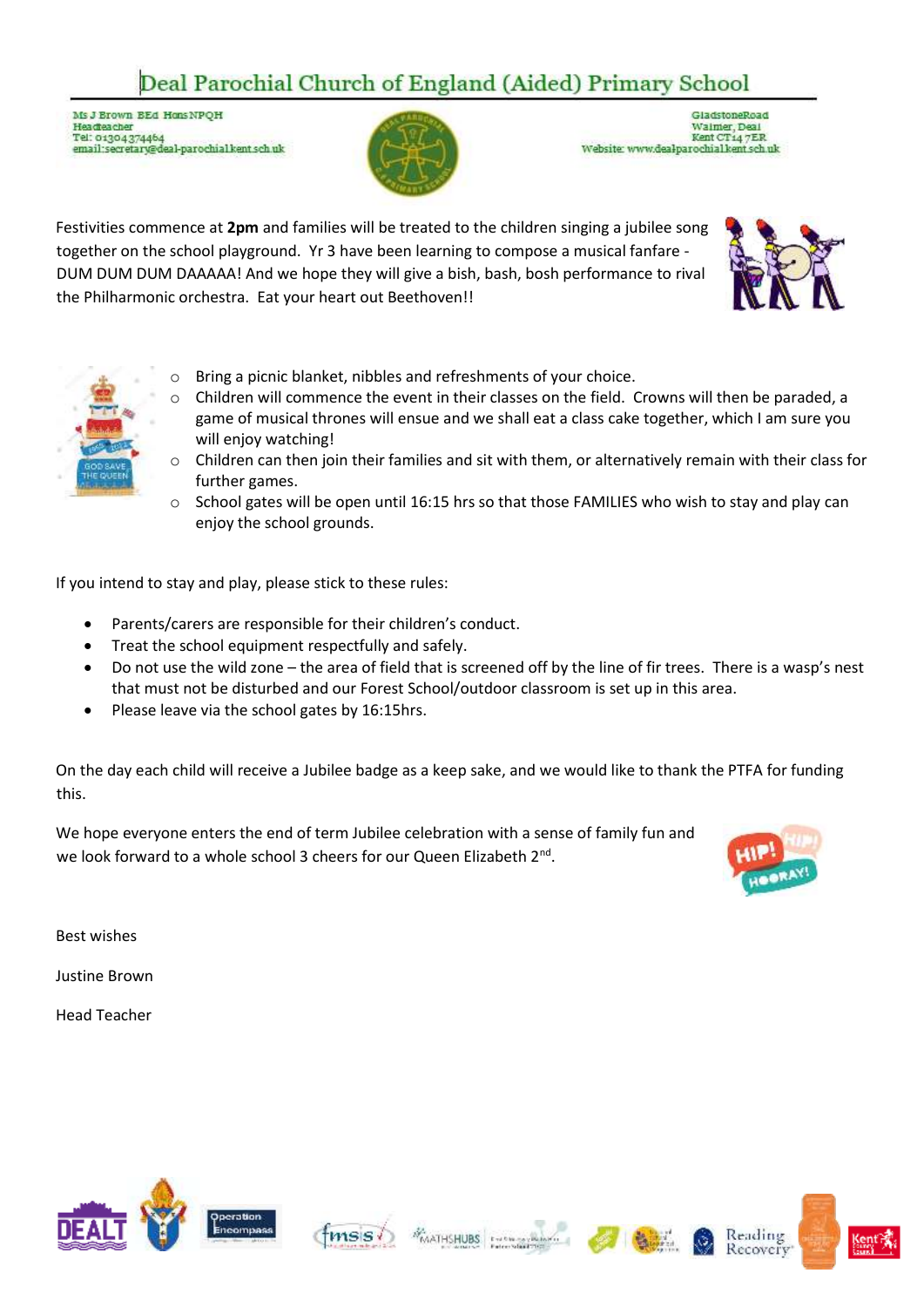# Deal Parochial Church of England (Aided) Primary School

Ms J Brown BEd Hons NPQH
Headteacher
Tel: 01304 374464
email: secretary@deal-parochial.kent.sch.uk

Gladstone Road
Walmer, Deal
Kent CT14 7ER
Website: www.dealparochial.kent.sch.uk

Festivities commence at **2pm** and families will be treated to the children singing a jubilee song together on the school playground. Yr 3 have been learning to compose a musical fanfare - DUM DUM DUM DAAAAA! And we hope they will give a bish, bash, bosh performance to rival the Philharmonic orchestra. Eat your heart out Beethoven!!

- Bring a picnic blanket, nibbles and refreshments of your choice.
- Children will commence the event in their classes on the field. Crowns will then be paraded, a game of musical thrones will ensue and we shall eat a class cake together, which I am sure you will enjoy watching!
- Children can then join their families and sit with them, or alternatively remain with their class for further games.
- School gates will be open until 16:15 hrs so that those FAMILIES who wish to stay and play can enjoy the school grounds.

If you intend to stay and play, please stick to these rules:

- Parents/carers are responsible for their children's conduct.
- Treat the school equipment respectfully and safely.
- Do not use the wild zone – the area of field that is screened off by the line of fir trees. There is a wasp's nest that must not be disturbed and our Forest School/outdoor classroom is set up in this area.
- Please leave via the school gates by 16:15hrs.

On the day each child will receive a Jubilee badge as a keep sake, and we would like to thank the PTFA for funding this.

We hope everyone enters the end of term Jubilee celebration with a sense of family fun and we look forward to a whole school 3 cheers for our Queen Elizabeth 2nd.

Best wishes

Justine Brown

Head Teacher